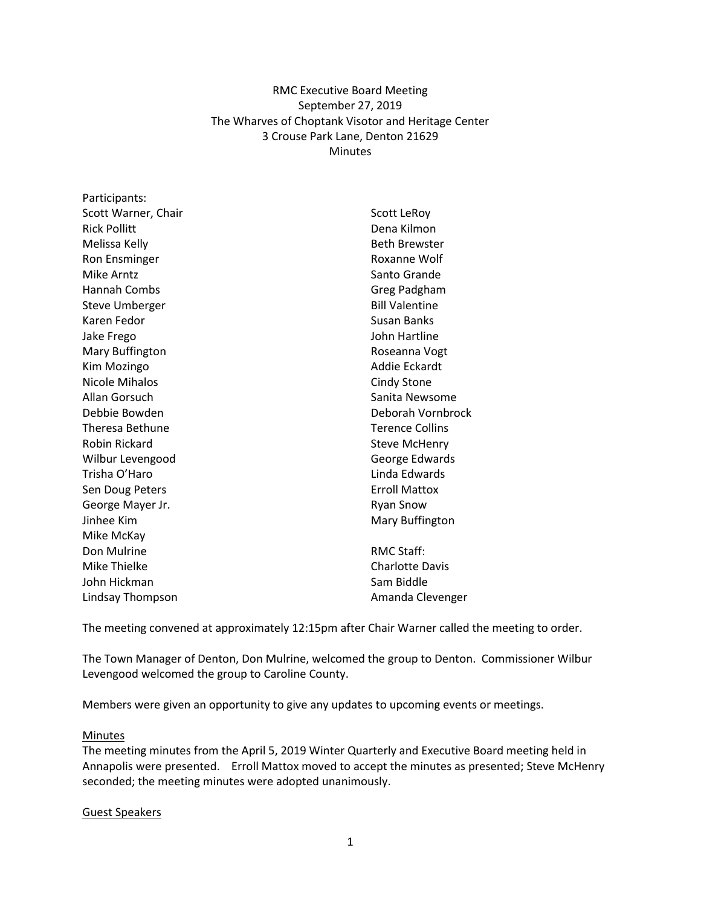RMC Executive Board Meeting
September 27, 2019
The Wharves of Choptank Visotor and Heritage Center
3 Crouse Park Lane, Denton 21629
Minutes

Participants:

Scott Warner, Chair
Rick Pollitt
Melissa Kelly
Ron Ensminger
Mike Arntz
Hannah Combs
Steve Umberger
Karen Fedor
Jake Frego
Mary Buffington
Kim Mozingo
Nicole Mihalos
Allan Gorsuch
Debbie Bowden
Theresa Bethune
Robin Rickard
Wilbur Levengood
Trisha O'Haro
Sen Doug Peters
George Mayer Jr.
Jinhee Kim
Mike McKay
Don Mulrine
Mike Thielke
John Hickman
Lindsay Thompson
Scott LeRoy
Dena Kilmon
Beth Brewster
Roxanne Wolf
Santo Grande
Greg Padgham
Bill Valentine
Susan Banks
John Hartline
Roseanna Vogt
Addie Eckardt
Cindy Stone
Sanita Newsome
Deborah Vornbrock
Terence Collins
Steve McHenry
George Edwards
Linda Edwards
Erroll Mattox
Ryan Snow
Mary Buffington

RMC Staff:
Charlotte Davis
Sam Biddle
Amanda Clevenger

The meeting convened at approximately 12:15pm after Chair Warner called the meeting to order.

The Town Manager of Denton, Don Mulrine, welcomed the group to Denton. Commissioner Wilbur Levengood welcomed the group to Caroline County.

Members were given an opportunity to give any updates to upcoming events or meetings.

<u>Minutes</u>

The meeting minutes from the April 5, 2019 Winter Quarterly and Executive Board meeting held in Annapolis were presented. Erroll Mattox moved to accept the minutes as presented; Steve McHenry seconded; the meeting minutes were adopted unanimously.

<u>Guest Speakers</u>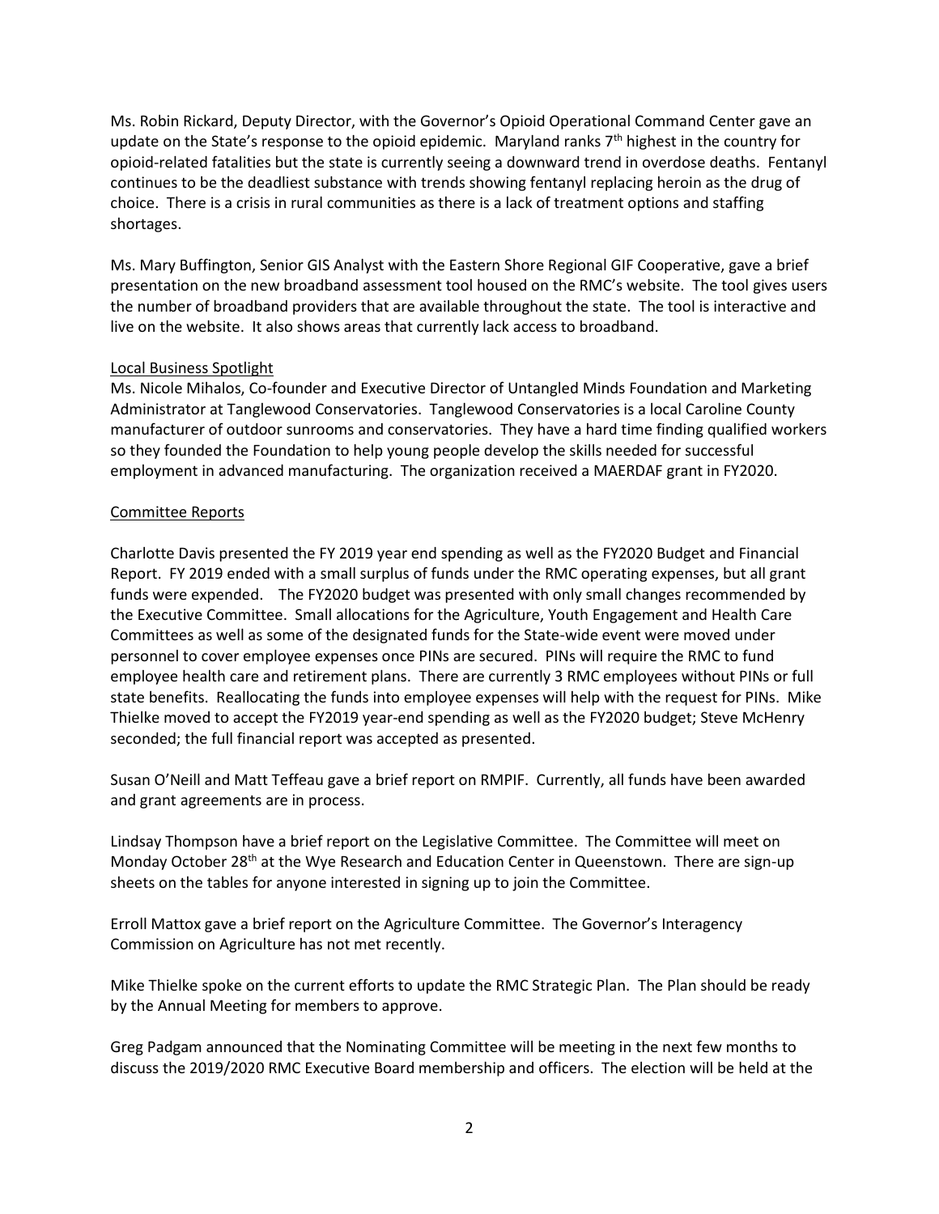Ms. Robin Rickard, Deputy Director, with the Governor's Opioid Operational Command Center gave an update on the State's response to the opioid epidemic. Maryland ranks 7th highest in the country for opioid-related fatalities but the state is currently seeing a downward trend in overdose deaths. Fentanyl continues to be the deadliest substance with trends showing fentanyl replacing heroin as the drug of choice. There is a crisis in rural communities as there is a lack of treatment options and staffing shortages.

Ms. Mary Buffington, Senior GIS Analyst with the Eastern Shore Regional GIF Cooperative, gave a brief presentation on the new broadband assessment tool housed on the RMC's website. The tool gives users the number of broadband providers that are available throughout the state. The tool is interactive and live on the website. It also shows areas that currently lack access to broadband.

<u>Local Business Spotlight</u>

Ms. Nicole Mihalos, Co-founder and Executive Director of Untangled Minds Foundation and Marketing Administrator at Tanglewood Conservatories. Tanglewood Conservatories is a local Caroline County manufacturer of outdoor sunrooms and conservatories. They have a hard time finding qualified workers so they founded the Foundation to help young people develop the skills needed for successful employment in advanced manufacturing. The organization received a MAERDAF grant in FY2020.

<u>Committee Reports</u>

Charlotte Davis presented the FY 2019 year end spending as well as the FY2020 Budget and Financial Report. FY 2019 ended with a small surplus of funds under the RMC operating expenses, but all grant funds were expended. The FY2020 budget was presented with only small changes recommended by the Executive Committee. Small allocations for the Agriculture, Youth Engagement and Health Care Committees as well as some of the designated funds for the State-wide event were moved under personnel to cover employee expenses once PINs are secured. PINs will require the RMC to fund employee health care and retirement plans. There are currently 3 RMC employees without PINs or full state benefits. Reallocating the funds into employee expenses will help with the request for PINs. Mike Thielke moved to accept the FY2019 year-end spending as well as the FY2020 budget; Steve McHenry seconded; the full financial report was accepted as presented.

Susan O'Neill and Matt Teffeau gave a brief report on RMPIF. Currently, all funds have been awarded and grant agreements are in process.

Lindsay Thompson have a brief report on the Legislative Committee. The Committee will meet on Monday October 28th at the Wye Research and Education Center in Queenstown. There are sign-up sheets on the tables for anyone interested in signing up to join the Committee.

Erroll Mattox gave a brief report on the Agriculture Committee. The Governor's Interagency Commission on Agriculture has not met recently.

Mike Thielke spoke on the current efforts to update the RMC Strategic Plan. The Plan should be ready by the Annual Meeting for members to approve.

Greg Padgam announced that the Nominating Committee will be meeting in the next few months to discuss the 2019/2020 RMC Executive Board membership and officers. The election will be held at the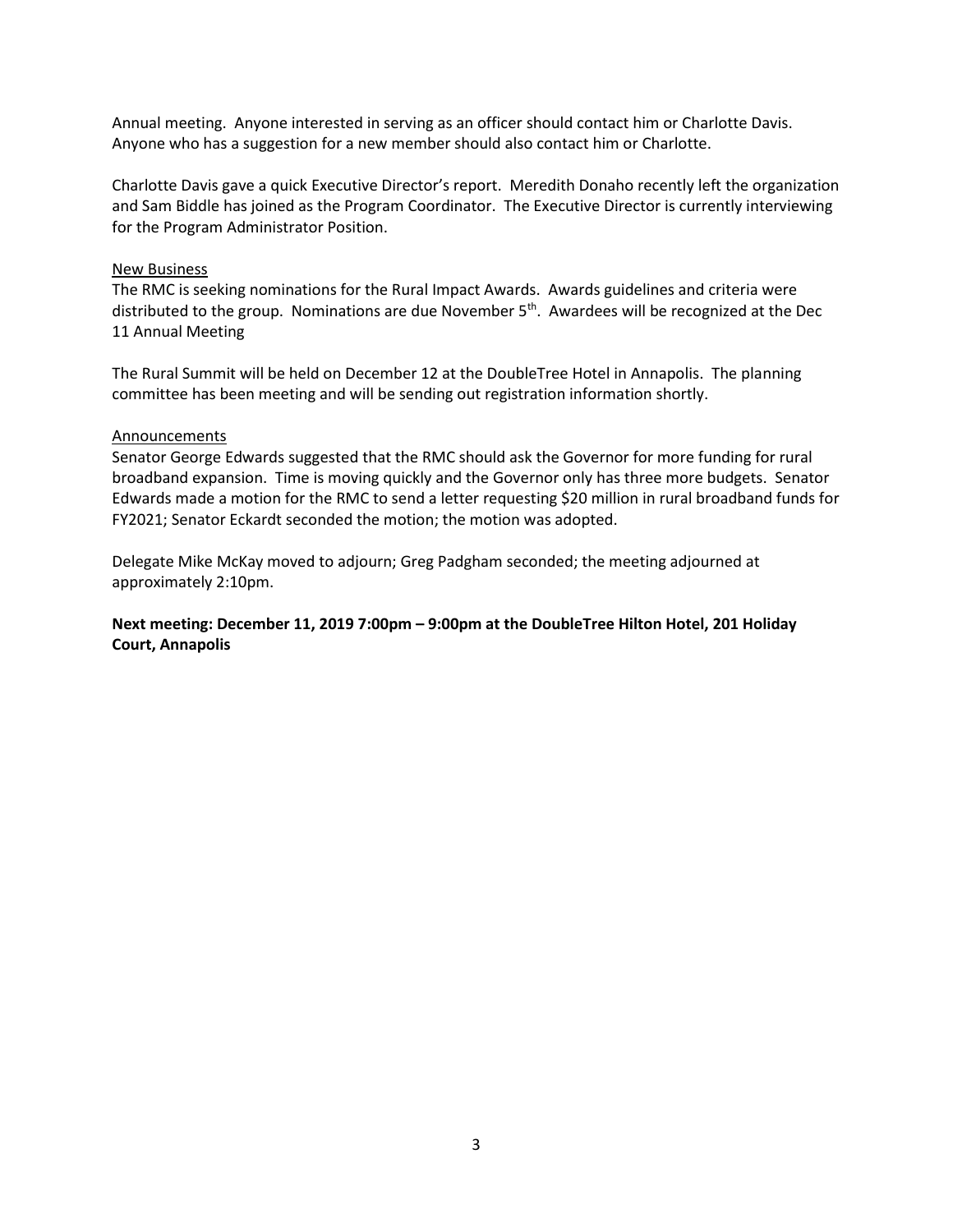Annual meeting. Anyone interested in serving as an officer should contact him or Charlotte Davis. Anyone who has a suggestion for a new member should also contact him or Charlotte.

Charlotte Davis gave a quick Executive Director's report. Meredith Donaho recently left the organization and Sam Biddle has joined as the Program Coordinator. The Executive Director is currently interviewing for the Program Administrator Position.

New Business

The RMC is seeking nominations for the Rural Impact Awards. Awards guidelines and criteria were distributed to the group. Nominations are due November 5th. Awardees will be recognized at the Dec 11 Annual Meeting

The Rural Summit will be held on December 12 at the DoubleTree Hotel in Annapolis. The planning committee has been meeting and will be sending out registration information shortly.

Announcements

Senator George Edwards suggested that the RMC should ask the Governor for more funding for rural broadband expansion. Time is moving quickly and the Governor only has three more budgets. Senator Edwards made a motion for the RMC to send a letter requesting $20 million in rural broadband funds for FY2021; Senator Eckardt seconded the motion; the motion was adopted.

Delegate Mike McKay moved to adjourn; Greg Padgham seconded; the meeting adjourned at approximately 2:10pm.

**Next meeting: December 11, 2019 7:00pm – 9:00pm at the DoubleTree Hilton Hotel, 201 Holiday Court, Annapolis**